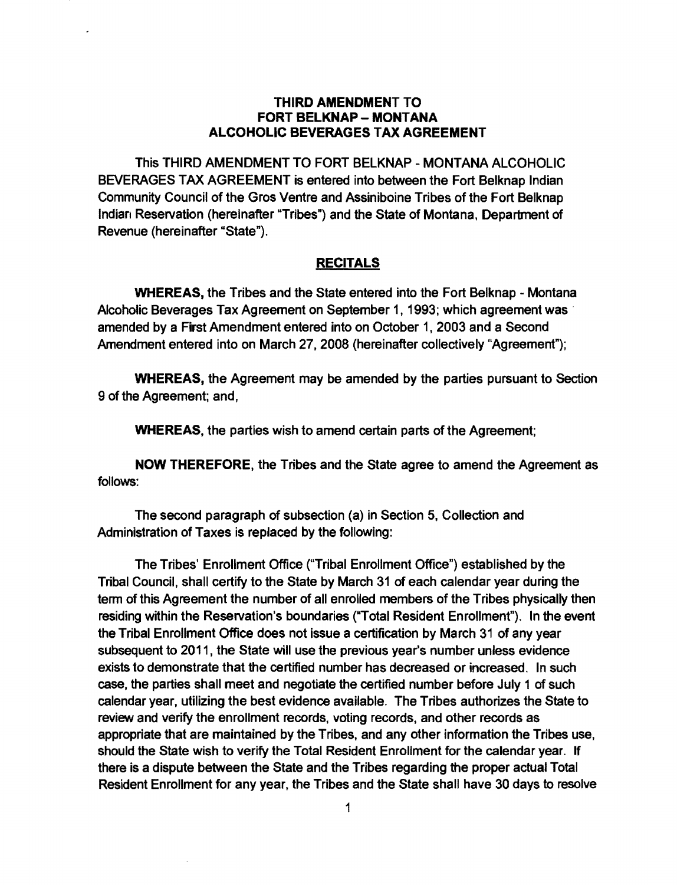# THIRD AMENDMENT TO FORT BELKNAP – MONTANA ALCOHOLIC BEVERAGES TAX AGREEMENT

This THIRD AMENDMENT TO FORT BELKNAP - MONTANA ALCOHOLIC BEVERAGES TAX AGREEMENT is entered into between the Fort Belknap Indian Community Council of the Gros Ventre and Assiniboine Tribes of the Fort Belknap Indian Reservation (hereinafter "Tribes") and the State of Montana, Department of Revenue (hereinafter "State").

## RECITALS

**WHEREAS,** the Tribes and the State entered into the Fort Belknap - Montana Alcoholic Beverages Tax Agreement on September 1, 1993; which agreement was amended by a First Amendment entered into on October 1, 2003 and a Second Amendment entered into on March 27, 2008 (hereinafter collectively "Agreement");

**WHEREAS,** the Agreement may be amended by the parties pursuant to Section 9 of the Agreement; and,

**WHEREAS,** the parties wish to amend certain parts of the Agreement;

**NOW THEREFORE,** the Tribes and the State agree to amend the Agreement as follows:

The second paragraph of subsection (a) in Section 5, Collection and Administration of Taxes is replaced by the following:

The Tribes' Enrollment Office ("Tribal Enrollment Office") established by the Tribal Council, shall certify to the State by March 31 of each calendar year during the term of this Agreement the number of all enrolled members of the Tribes physically then residing within the Reservation's boundaries ("Total Resident Enrollment"). In the event the Tribal Enrollment Office does not issue a certification by March 31 of any year subsequent to 2011, the State will use the previous year's number unless evidence exists to demonstrate that the certified number has decreased or increased. In such case, the parties shall meet and negotiate the certified number before July 1 of such calendar year, utilizing the best evidence available. The Tribes authorizes the State to review and verify the enrollment records, voting records, and other records as appropriate that are maintained by the Tribes, and any other information the Tribes use, should the State wish to verify the Total Resident Enrollment for the calendar year. If there is a dispute between the State and the Tribes regarding the proper actual Total Resident Enrollment for any year, the Tribes and the State shall have 30 days to resolve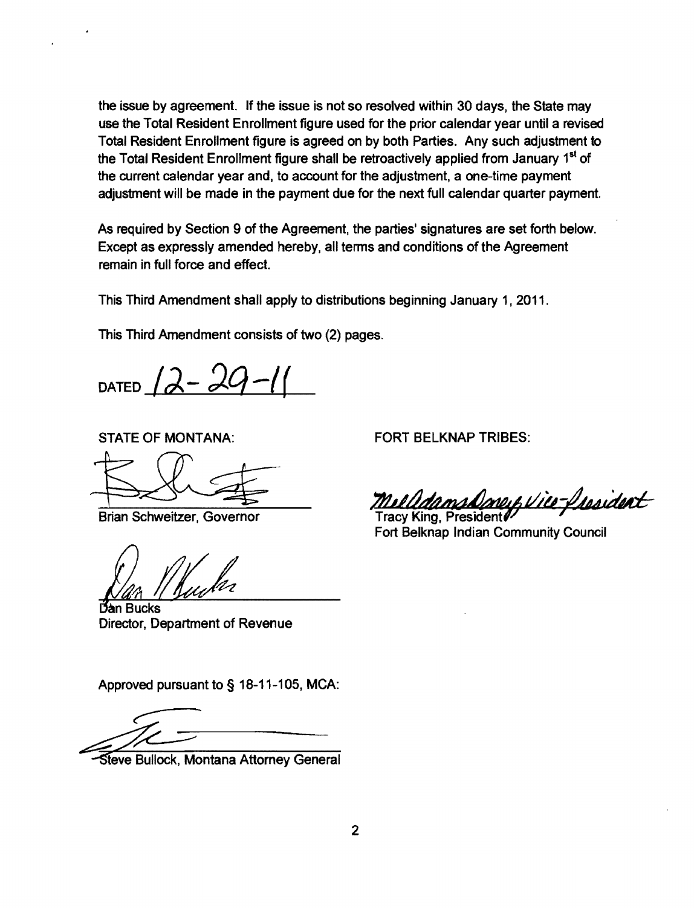the issue by agreement. If the issue is not so resolved within 30 days, the State may use the Total Resident Enrollment figure used for the prior calendar year until a revised Total Resident Enrollment figure is agreed on by both Parties. Any such adjustment to the Total Resident Enrollment figure shall be retroactively applied from January 1st of the current calendar year and, to account for the adjustment, a one-time payment adjustment will be made in the payment due for the next full calendar quarter payment.

As required by Section 9 of the Agreement, the parties' signatures are set forth below. Except as expressly amended hereby, all terms and conditions of the Agreement remain in full force and effect.

This Third Amendment shall apply to distributions beginning January 1, 2011.

This Third Amendment consists of two (2) pages.

DATED 12-29-11

STATE OF MONTANA:

Brian Schweitzer, Governor

Dan Bucks
Director, Department of Revenue

FORT BELKNAP TRIBES:

Mel Adams Doney, Vice-President
Tracy King, President
Fort Belknap Indian Community Council

Approved pursuant to § 18-11-105, MCA:

Steve Bullock, Montana Attorney General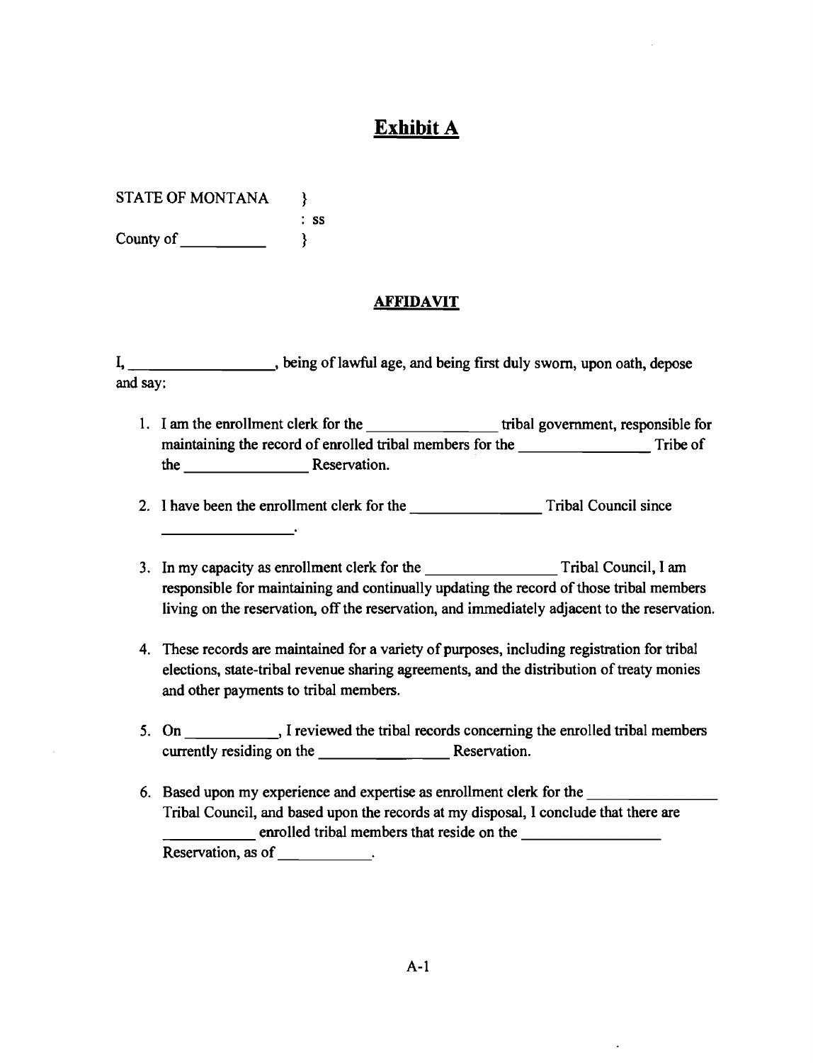# Exhibit A

STATE OF MONTANA }
: ss
County of __________ }

## AFFIDAVIT

I, __________________, being of lawful age, and being first duly sworn, upon oath, depose and say:

1. I am the enrollment clerk for the ________________ tribal government, responsible for maintaining the record of enrolled tribal members for the ________________ Tribe of the ________________ Reservation.

2. I have been the enrollment clerk for the ________________ Tribal Council since ________________.

3. In my capacity as enrollment clerk for the ________________ Tribal Council, I am responsible for maintaining and continually updating the record of those tribal members living on the reservation, off the reservation, and immediately adjacent to the reservation.

4. These records are maintained for a variety of purposes, including registration for tribal elections, state-tribal revenue sharing agreements, and the distribution of treaty monies and other payments to tribal members.

5. On ___________, I reviewed the tribal records concerning the enrolled tribal members currently residing on the ________________ Reservation.

6. Based upon my experience and expertise as enrollment clerk for the ________________ Tribal Council, and based upon the records at my disposal, I conclude that there are ___________ enrolled tribal members that reside on the ________________ Reservation, as of ___________.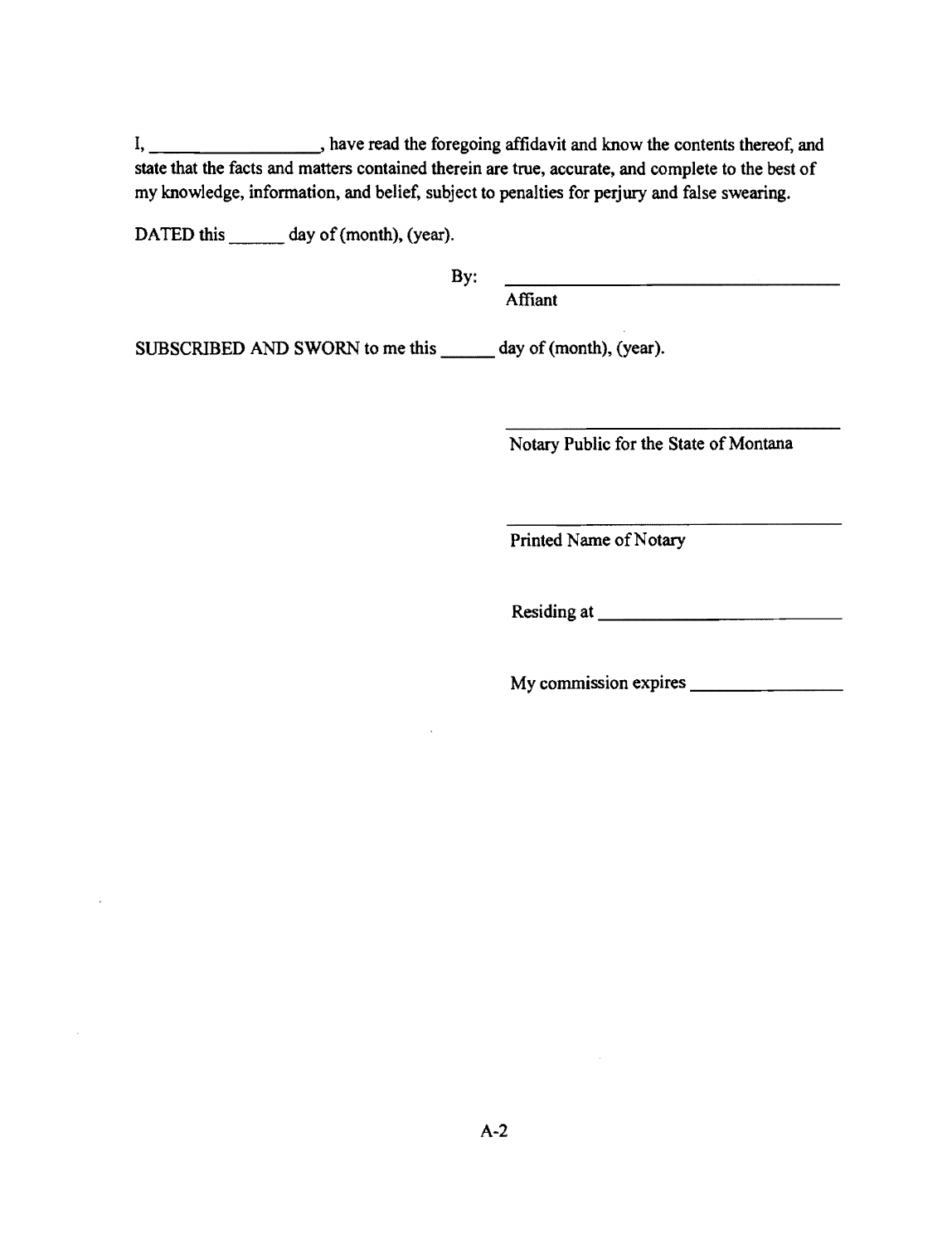I, __________________, have read the foregoing affidavit and know the contents thereof, and state that the facts and matters contained therein are true, accurate, and complete to the best of my knowledge, information, and belief, subject to penalties for perjury and false swearing.

DATED this ______ day of (month), (year).

By: ____________________________________
Affiant

SUBSCRIBED AND SWORN to me this ______ day of (month), (year).

____________________________________
Notary Public for the State of Montana

____________________________________
Printed Name of Notary

Residing at ________________________

My commission expires _______________